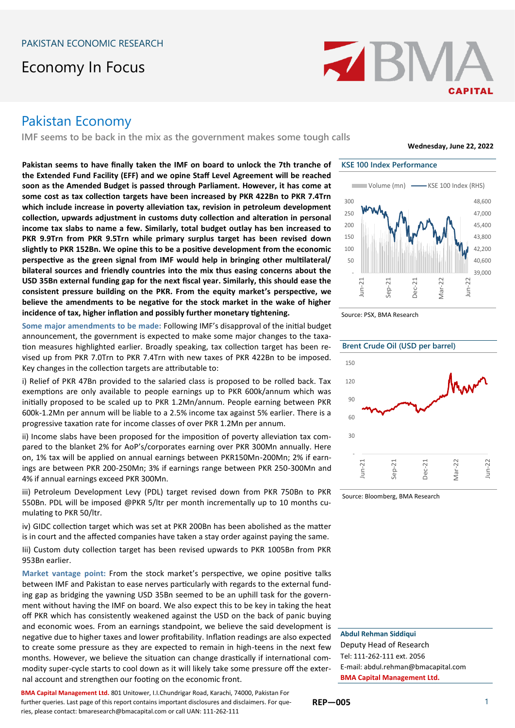PAKISTAN ECONOMIC RESEARCH

# Economy In Focus

## Pakistan Economy

IMF seems to be back in the mix as the government makes some tough calls

**Wednesday, June 22, 2022**

**Pakistan seems to have finally taken the IMF on board to unlock the 7th tranche of the Extended Fund Facility (EFF) and we opine Staff Level Agreement will be reached soon as the Amended Budget is passed through Parliament. However, it has come at some cost as tax collection targets have been increased by PKR 422Bn to PKR 7.4Trn which include increase in poverty alleviation tax, revision in petroleum development collection, upwards adjustment in customs duty collection and alteration in personal income tax slabs to name a few. Similarly, total budget outlay has ben increased to PKR 9.9Trn from PKR 9.5Trn while primary surplus target has been revised down slightly to PKR 152Bn. We opine this to be a positive development from the economic perspective as the green signal from IMF would help in bringing other multilateral/ bilateral sources and friendly countries into the mix thus easing concerns about the USD 35Bn external funding gap for the next fiscal year. Similarly, this should ease the consistent pressure building on the PKR. From the equity market's perspective, we believe the amendments to be negative for the stock market in the wake of higher incidence of tax, higher inflation and possibly further monetary tightening.**

**Some major amendments to be made:** Following IMF's disapproval of the initial budget announcement, the government is expected to make some major changes to the taxation measures highlighted earlier. Broadly speaking, tax collection target has been revised up from PKR 7.0Trn to PKR 7.4Trn with new taxes of PKR 422Bn to be imposed. Key changes in the collection targets are attributable to:

i) Relief of PKR 47Bn provided to the salaried class is proposed to be rolled back. Tax exemptions are only available to people earnings up to PKR 600k/annum which was initially proposed to be scaled up to PKR 1.2Mn/annum. People earning between PKR 600k-1.2Mn per annum will be liable to a 2.5% income tax against 5% earlier. There is a progressive taxation rate for income classes of over PKR 1.2Mn per annum.

ii) Income slabs have been proposed for the imposition of poverty alleviation tax compared to the blanket 2% for AoP's/corporates earning over PKR 300Mn annually. Here on, 1% tax will be applied on annual earnings between PKR150Mn-200Mn; 2% if earnings are between PKR 200-250Mn; 3% if earnings range between PKR 250-300Mn and 4% if annual earnings exceed PKR 300Mn.

iii) Petroleum Development Levy (PDL) target revised down from PKR 750Bn to PKR 550Bn. PDL will be imposed @PKR 5/ltr per month incrementally up to 10 months cumulating to PKR 50/ltr.

iv) GIDC collection target which was set at PKR 200Bn has been abolished as the matter is in court and the affected companies have taken a stay order against paying the same.

Iii) Custom duty collection target has been revised upwards to PKR 1005Bn from PKR 953Bn earlier.

**Market vantage point:** From the stock market's perspective, we opine positive talks between IMF and Pakistan to ease nerves particularly with regards to the external funding gap as bridging the yawning USD 35Bn seemed to be an uphill task for the government without having the IMF on board. We also expect this to be key in taking the heat off PKR which has consistently weakened against the USD on the back of panic buying and economic woes. From an earnings standpoint, we believe the said development is negative due to higher taxes and lower profitability. Inflation readings are also expected to create some pressure as they are expected to remain in high-teens in the next few months. However, we believe the situation can change drastically if international commodity super-cycle starts to cool down as it will likely take some pressure off the external account and strengthen our footing on the economic front.

**KSE 100 Index Performance**

Source: PSX, BMA Research

**Brent Crude Oil (USD per barrel)**

Source: Bloomberg, BMA Research

**Abdul Rehman Siddiqui**
Deputy Head of Research
Tel: 111-262-111 ext. 2056
E-mail: abdul.rehman@bmacapital.com
**BMA Capital Management Ltd.**

**BMA Capital Management Ltd.** 801 Unitower, I.I.Chundrigar Road, Karachi, 74000, Pakistan For further queries. Last page of this report contains important disclosures and disclaimers. For queries, please contact: bmaresearch@bmacapital.com or call UAN: 111-262-111

**REP—005**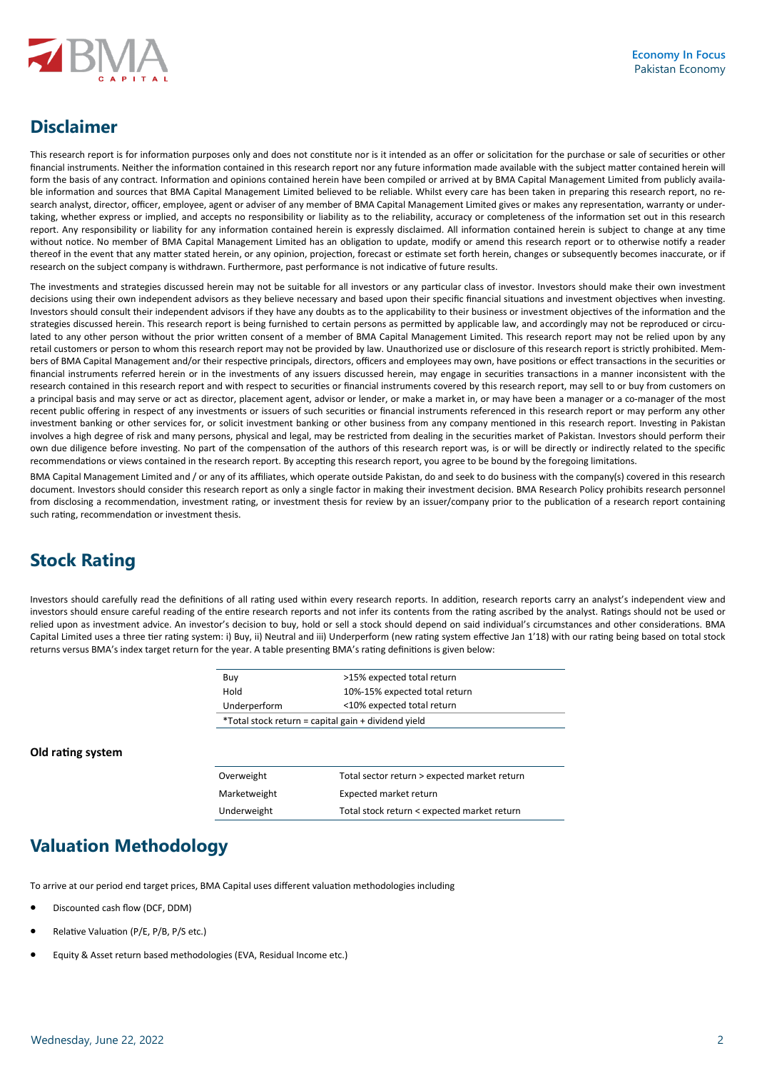## Disclaimer

This research report is for information purposes only and does not constitute nor is it intended as an offer or solicitation for the purchase or sale of securities or other financial instruments. Neither the information contained in this research report nor any future information made available with the subject matter contained herein will form the basis of any contract. Information and opinions contained herein have been compiled or arrived at by BMA Capital Management Limited from publicly available information and sources that BMA Capital Management Limited believed to be reliable. Whilst every care has been taken in preparing this research report, no research analyst, director, officer, employee, agent or adviser of any member of BMA Capital Management Limited gives or makes any representation, warranty or undertaking, whether express or implied, and accepts no responsibility or liability as to the reliability, accuracy or completeness of the information set out in this research report. Any responsibility or liability for any information contained herein is expressly disclaimed. All information contained herein is subject to change at any time without notice. No member of BMA Capital Management Limited has an obligation to update, modify or amend this research report or to otherwise notify a reader thereof in the event that any matter stated herein, or any opinion, projection, forecast or estimate set forth herein, changes or subsequently becomes inaccurate, or if research on the subject company is withdrawn. Furthermore, past performance is not indicative of future results.

The investments and strategies discussed herein may not be suitable for all investors or any particular class of investor. Investors should make their own investment decisions using their own independent advisors as they believe necessary and based upon their specific financial situations and investment objectives when investing. Investors should consult their independent advisors if they have any doubts as to the applicability to their business or investment objectives of the information and the strategies discussed herein. This research report is being furnished to certain persons as permitted by applicable law, and accordingly may not be reproduced or circulated to any other person without the prior written consent of a member of BMA Capital Management Limited. This research report may not be relied upon by any retail customers or person to whom this research report may not be provided by law. Unauthorized use or disclosure of this research report is strictly prohibited. Members of BMA Capital Management and/or their respective principals, directors, officers and employees may own, have positions or effect transactions in the securities or financial instruments referred herein or in the investments of any issuers discussed herein, may engage in securities transactions in a manner inconsistent with the research contained in this research report and with respect to securities or financial instruments covered by this research report, may sell to or buy from customers on a principal basis and may serve or act as director, placement agent, advisor or lender, or make a market in, or may have been a manager or a co-manager of the most recent public offering in respect of any investments or issuers of such securities or financial instruments referenced in this research report or may perform any other investment banking or other services for, or solicit investment banking or other business from any company mentioned in this research report. Investing in Pakistan involves a high degree of risk and many persons, physical and legal, may be restricted from dealing in the securities market of Pakistan. Investors should perform their own due diligence before investing. No part of the compensation of the authors of this research report was, is or will be directly or indirectly related to the specific recommendations or views contained in the research report. By accepting this research report, you agree to be bound by the foregoing limitations.

BMA Capital Management Limited and / or any of its affiliates, which operate outside Pakistan, do and seek to do business with the company(s) covered in this research document. Investors should consider this research report as only a single factor in making their investment decision. BMA Research Policy prohibits research personnel from disclosing a recommendation, investment rating, or investment thesis for review by an issuer/company prior to the publication of a research report containing such rating, recommendation or investment thesis.

## Stock Rating

Investors should carefully read the definitions of all rating used within every research reports. In addition, research reports carry an analyst's independent view and investors should ensure careful reading of the entire research reports and not infer its contents from the rating ascribed by the analyst. Ratings should not be used or relied upon as investment advice. An investor's decision to buy, hold or sell a stock should depend on said individual's circumstances and other considerations. BMA Capital Limited uses a three tier rating system: i) Buy, ii) Neutral and iii) Underperform (new rating system effective Jan 1'18) with our rating being based on total stock returns versus BMA's index target return for the year. A table presenting BMA's rating definitions is given below:

| | |
|---|---|
| Buy | >15% expected total return |
| Hold | 10%-15% expected total return |
| Underperform | <10% expected total return |
| *Total stock return = capital gain + dividend yield | |

**Old rating system**

| | |
|---|---|
| Overweight | Total sector return > expected market return |
| Marketweight | Expected market return |
| Underweight | Total stock return < expected market return |

## Valuation Methodology

To arrive at our period end target prices, BMA Capital uses different valuation methodologies including

- Discounted cash flow (DCF, DDM)
- Relative Valuation (P/E, P/B, P/S etc.)
- Equity & Asset return based methodologies (EVA, Residual Income etc.)